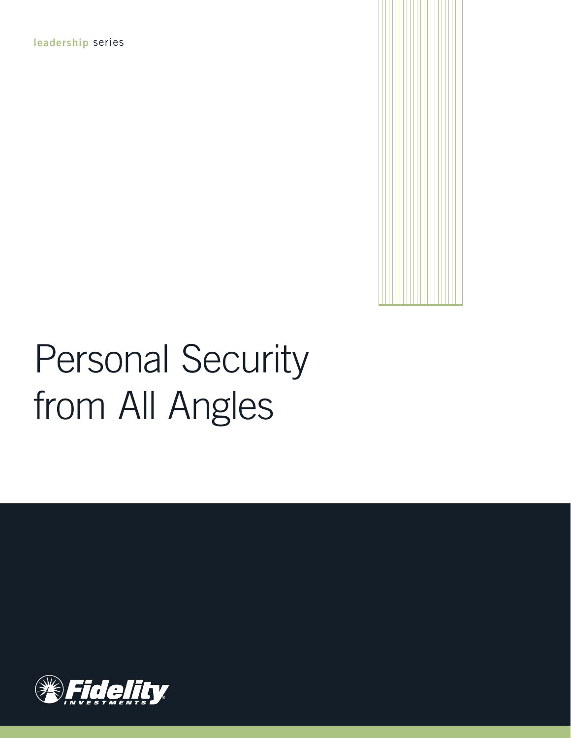leadership series

# Personal Security from All Angles

Fidelity INVESTMENTS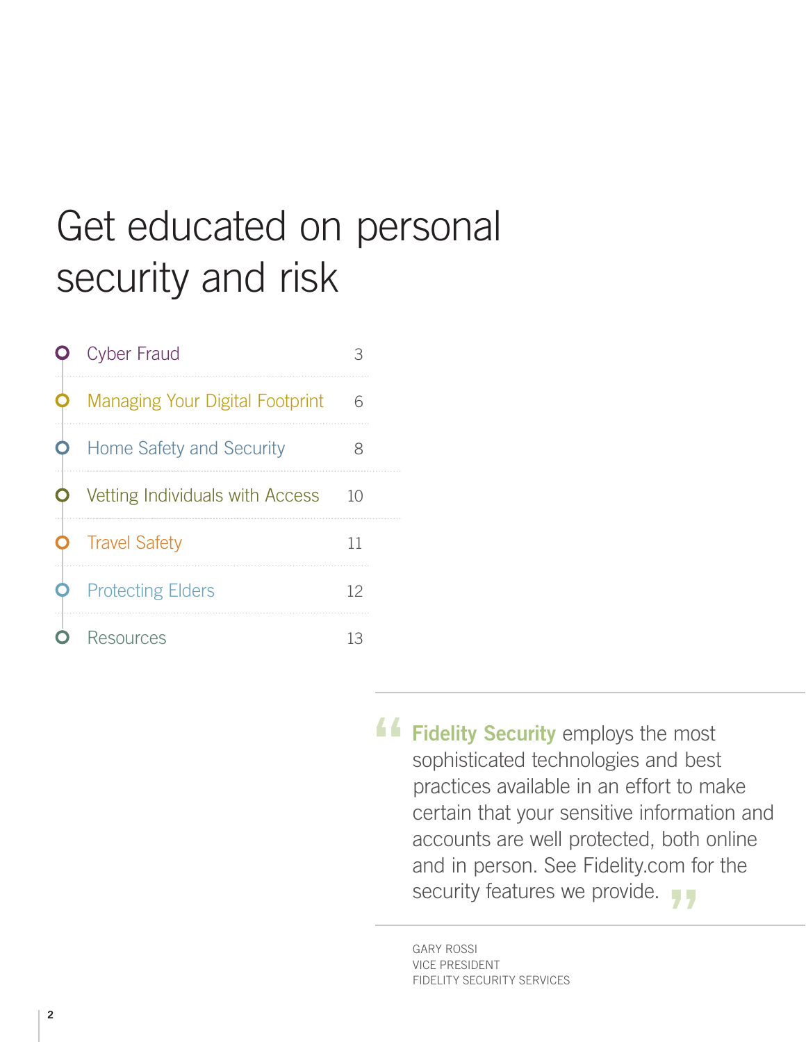# Get educated on personal security and risk

| | |
|---|---|
| Cyber Fraud | 3 |
| Managing Your Digital Footprint | 6 |
| Home Safety and Security | 8 |
| Vetting Individuals with Access | 10 |
| Travel Safety | 11 |
| Protecting Elders | 12 |
| Resources | 13 |

> "**Fidelity Security** employs the most sophisticated technologies and best practices available in an effort to make certain that your sensitive information and accounts are well protected, both online and in person. See Fidelity.com for the security features we provide."

GARY ROSSI
VICE PRESIDENT
FIDELITY SECURITY SERVICES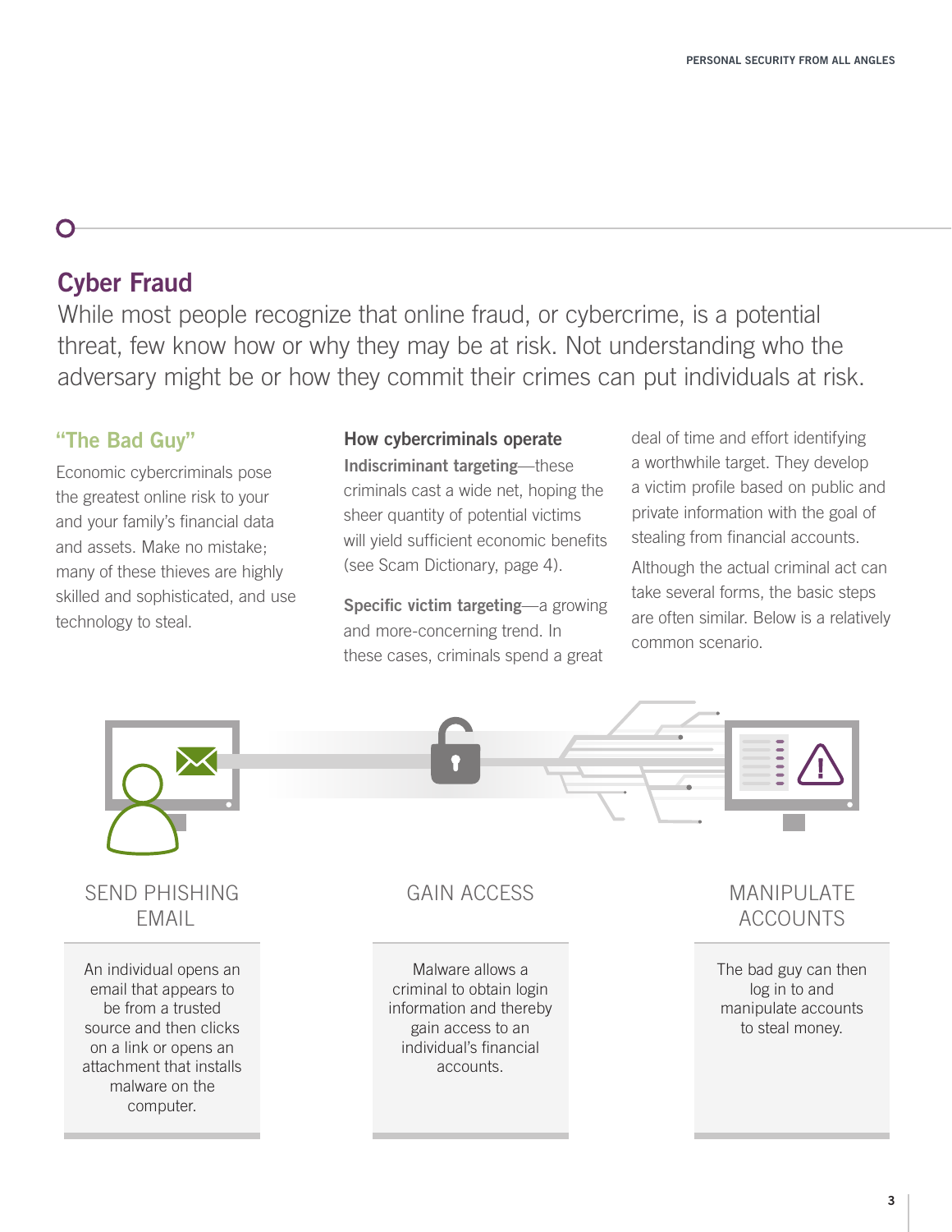## Cyber Fraud

While most people recognize that online fraud, or cybercrime, is a potential threat, few know how or why they may be at risk. Not understanding who the adversary might be or how they commit their crimes can put individuals at risk.

### "The Bad Guy"

Economic cybercriminals pose the greatest online risk to your and your family's financial data and assets. Make no mistake; many of these thieves are highly skilled and sophisticated, and use technology to steal.

### How cybercriminals operate

**Indiscriminant targeting**—these criminals cast a wide net, hoping the sheer quantity of potential victims will yield sufficient economic benefits (see Scam Dictionary, page 4).

**Specific victim targeting**—a growing and more-concerning trend. In these cases, criminals spend a great deal of time and effort identifying a worthwhile target. They develop a victim profile based on public and private information with the goal of stealing from financial accounts.

Although the actual criminal act can take several forms, the basic steps are often similar. Below is a relatively common scenario.

**SEND PHISHING EMAIL**

An individual opens an email that appears to be from a trusted source and then clicks on a link or opens an attachment that installs malware on the computer.

**GAIN ACCESS**

Malware allows a criminal to obtain login information and thereby gain access to an individual's financial accounts.

**MANIPULATE ACCOUNTS**

The bad guy can then log in to and manipulate accounts to steal money.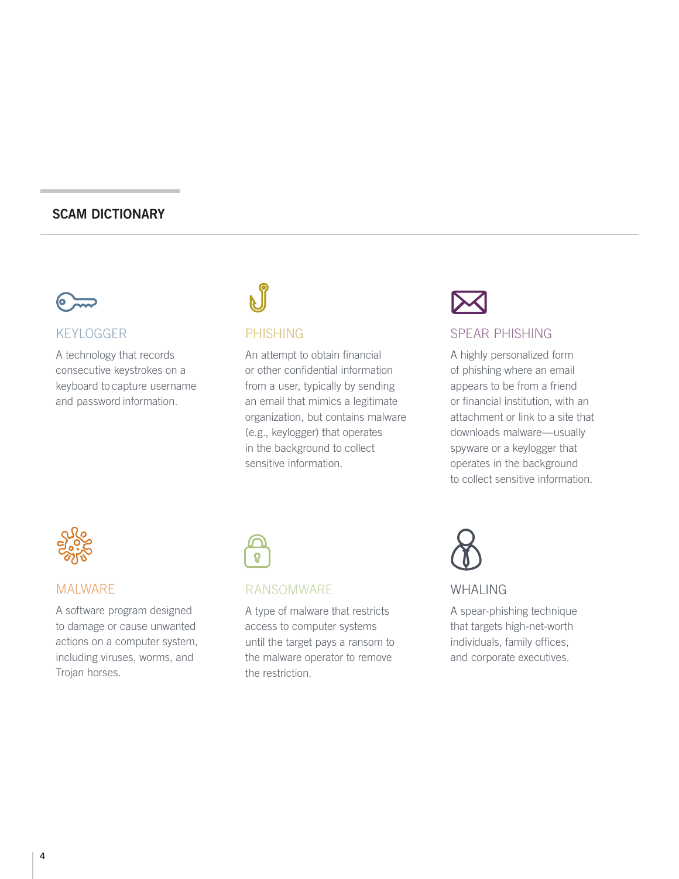## SCAM DICTIONARY

### KEYLOGGER

A technology that records consecutive keystrokes on a keyboard to capture username and password information.

### PHISHING

An attempt to obtain financial or other confidential information from a user, typically by sending an email that mimics a legitimate organization, but contains malware (e.g., keylogger) that operates in the background to collect sensitive information.

### SPEAR PHISHING

A highly personalized form of phishing where an email appears to be from a friend or financial institution, with an attachment or link to a site that downloads malware—usually spyware or a keylogger that operates in the background to collect sensitive information.

### MALWARE

A software program designed to damage or cause unwanted actions on a computer system, including viruses, worms, and Trojan horses.

### RANSOMWARE

A type of malware that restricts access to computer systems until the target pays a ransom to the malware operator to remove the restriction.

### WHALING

A spear-phishing technique that targets high-net-worth individuals, family offices, and corporate executives.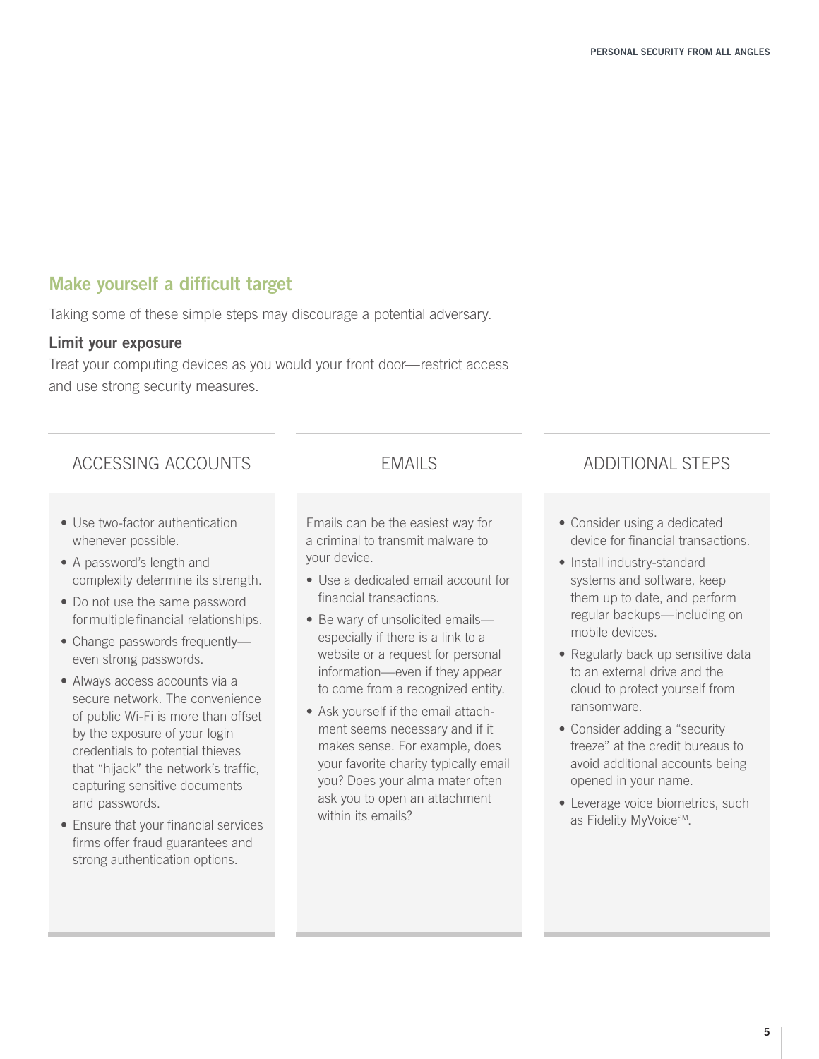## Make yourself a difficult target

Taking some of these simple steps may discourage a potential adversary.

### Limit your exposure

Treat your computing devices as you would your front door—restrict access and use strong security measures.

### ACCESSING ACCOUNTS

- Use two-factor authentication whenever possible.
- A password's length and complexity determine its strength.
- Do not use the same password for multiple financial relationships.
- Change passwords frequently—even strong passwords.
- Always access accounts via a secure network. The convenience of public Wi-Fi is more than offset by the exposure of your login credentials to potential thieves that "hijack" the network's traffic, capturing sensitive documents and passwords.
- Ensure that your financial services firms offer fraud guarantees and strong authentication options.

### EMAILS

Emails can be the easiest way for a criminal to transmit malware to your device.

- Use a dedicated email account for financial transactions.
- Be wary of unsolicited emails—especially if there is a link to a website or a request for personal information—even if they appear to come from a recognized entity.
- Ask yourself if the email attachment seems necessary and if it makes sense. For example, does your favorite charity typically email you? Does your alma mater often ask you to open an attachment within its emails?

### ADDITIONAL STEPS

- Consider using a dedicated device for financial transactions.
- Install industry-standard systems and software, keep them up to date, and perform regular backups—including on mobile devices.
- Regularly back up sensitive data to an external drive and the cloud to protect yourself from ransomware.
- Consider adding a "security freeze" at the credit bureaus to avoid additional accounts being opened in your name.
- Leverage voice biometrics, such as Fidelity MyVoice℠.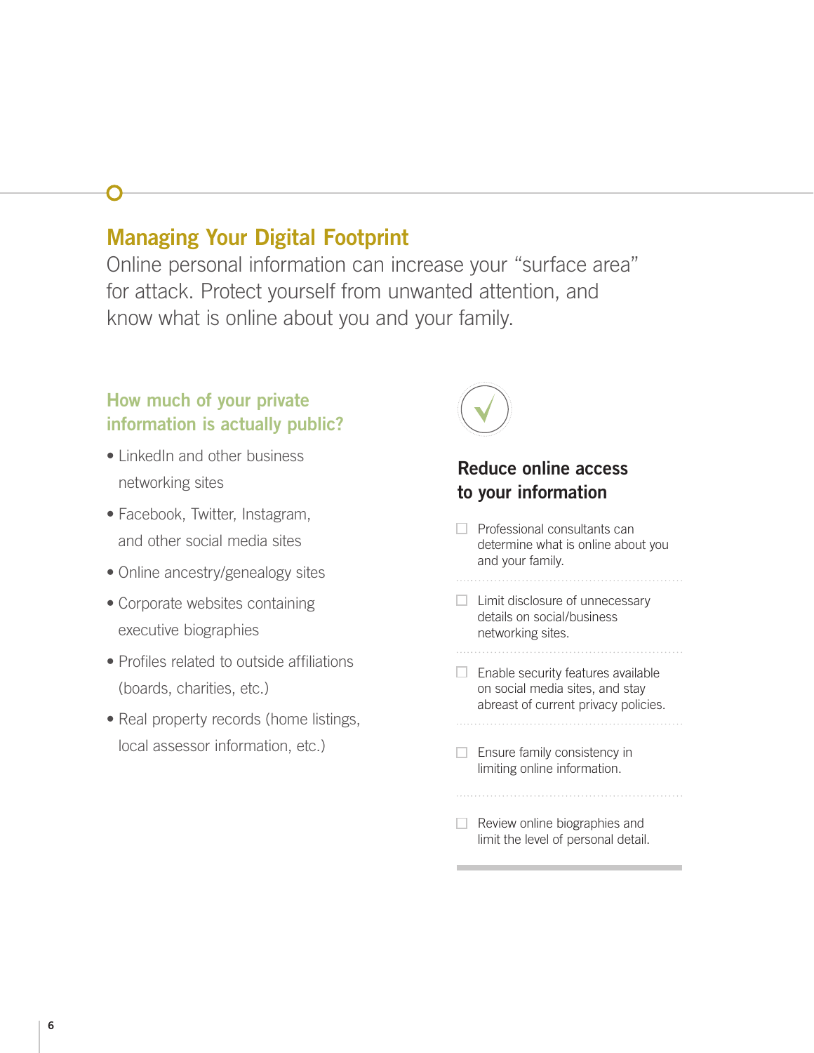## Managing Your Digital Footprint

Online personal information can increase your "surface area" for attack. Protect yourself from unwanted attention, and know what is online about you and your family.

### How much of your private information is actually public?

- LinkedIn and other business networking sites
- Facebook, Twitter, Instagram, and other social media sites
- Online ancestry/genealogy sites
- Corporate websites containing executive biographies
- Profiles related to outside affiliations (boards, charities, etc.)
- Real property records (home listings, local assessor information, etc.)

### Reduce online access to your information

- [ ] Professional consultants can determine what is online about you and your family.
- [ ] Limit disclosure of unnecessary details on social/business networking sites.
- [ ] Enable security features available on social media sites, and stay abreast of current privacy policies.
- [ ] Ensure family consistency in limiting online information.
- [ ] Review online biographies and limit the level of personal detail.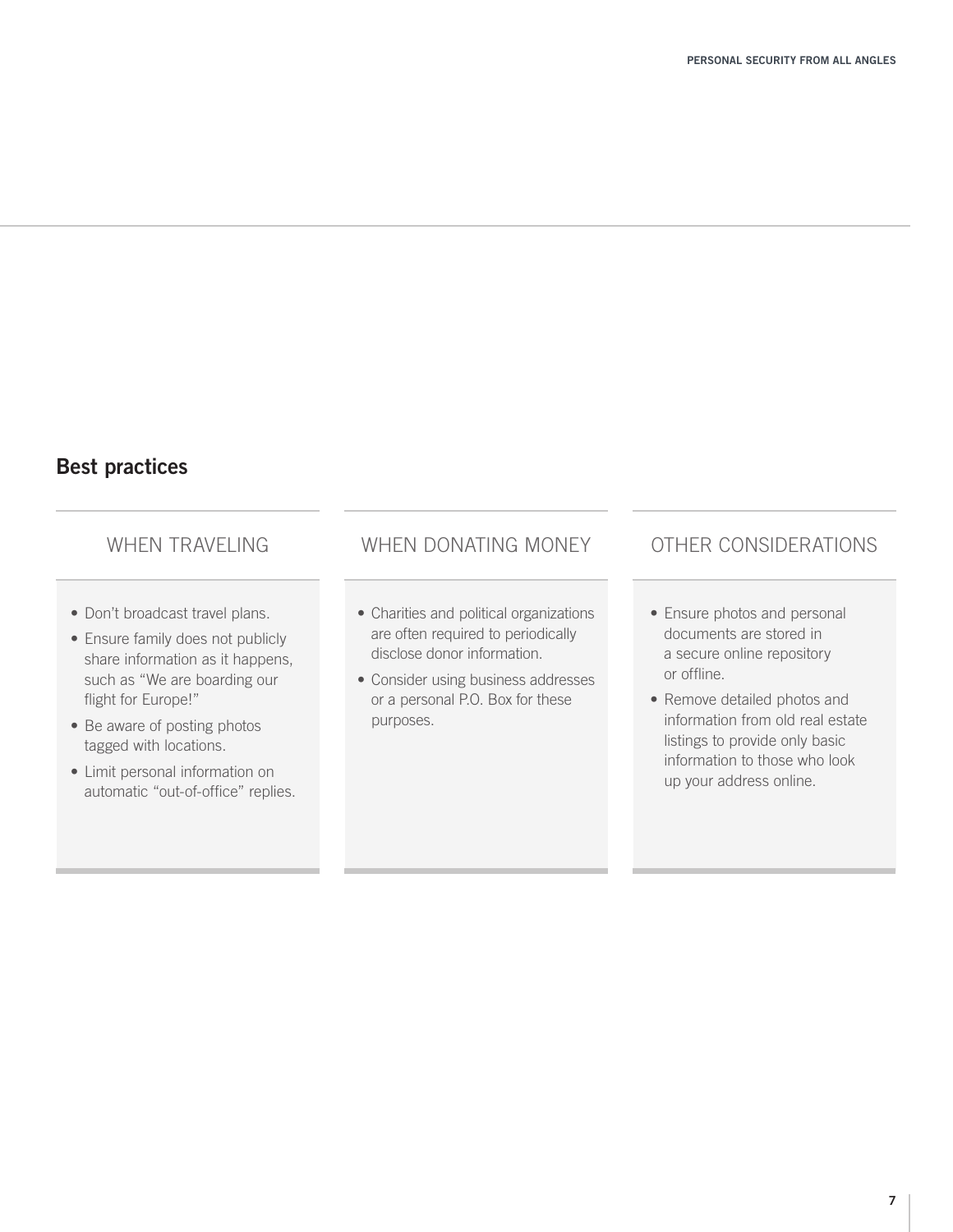## Best practices

### WHEN TRAVELING

- Don't broadcast travel plans.
- Ensure family does not publicly share information as it happens, such as "We are boarding our flight for Europe!"
- Be aware of posting photos tagged with locations.
- Limit personal information on automatic "out-of-office" replies.

### WHEN DONATING MONEY

- Charities and political organizations are often required to periodically disclose donor information.
- Consider using business addresses or a personal P.O. Box for these purposes.

### OTHER CONSIDERATIONS

- Ensure photos and personal documents are stored in a secure online repository or offline.
- Remove detailed photos and information from old real estate listings to provide only basic information to those who look up your address online.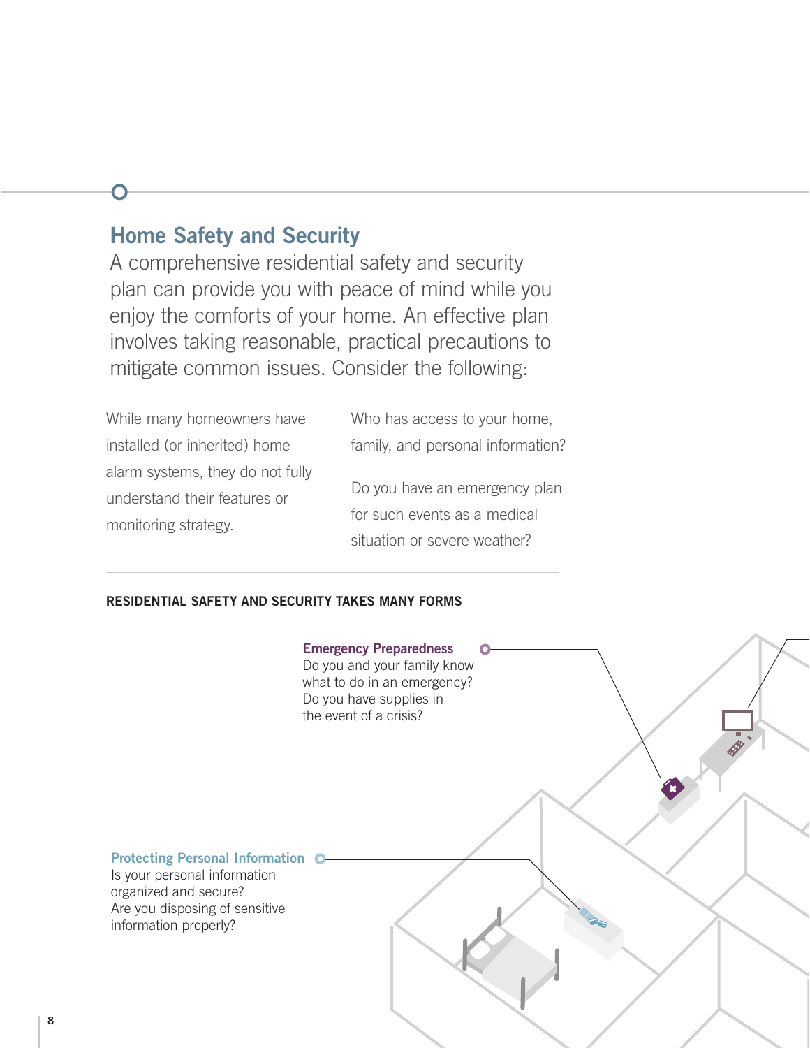## Home Safety and Security

A comprehensive residential safety and security plan can provide you with peace of mind while you enjoy the comforts of your home. An effective plan involves taking reasonable, practical precautions to mitigate common issues. Consider the following:

While many homeowners have installed (or inherited) home alarm systems, they do not fully understand their features or monitoring strategy.

Who has access to your home, family, and personal information?

Do you have an emergency plan for such events as a medical situation or severe weather?

**RESIDENTIAL SAFETY AND SECURITY TAKES MANY FORMS**

**Emergency Preparedness**
Do you and your family know what to do in an emergency?
Do you have supplies in the event of a crisis?

**Protecting Personal Information**
Is your personal information organized and secure?
Are you disposing of sensitive information properly?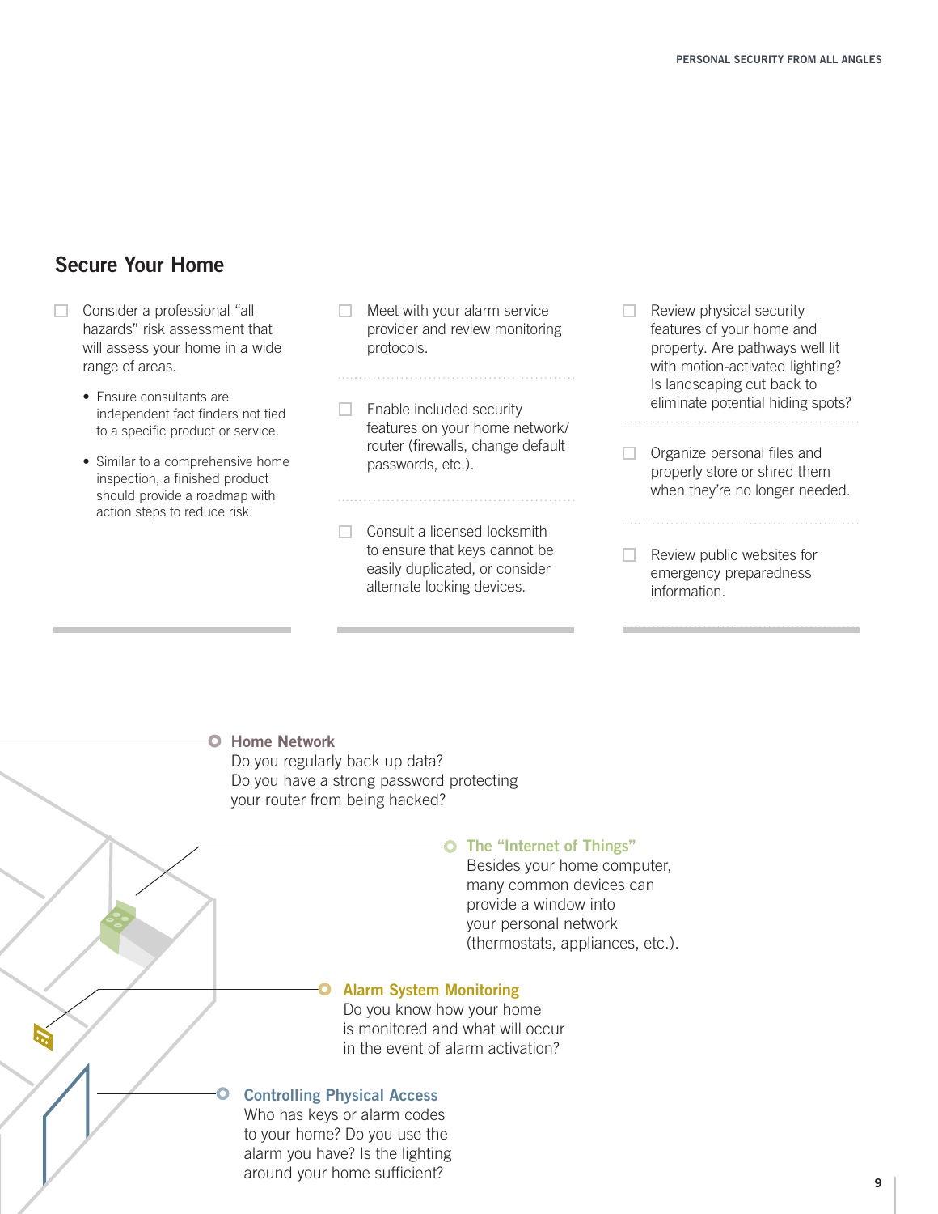## Secure Your Home

- [ ] Consider a professional "all hazards" risk assessment that will assess your home in a wide range of areas.
  - Ensure consultants are independent fact finders not tied to a specific product or service.
  - Similar to a comprehensive home inspection, a finished product should provide a roadmap with action steps to reduce risk.

- [ ] Meet with your alarm service provider and review monitoring protocols.

- [ ] Enable included security features on your home network/router (firewalls, change default passwords, etc.).

- [ ] Consult a licensed locksmith to ensure that keys cannot be easily duplicated, or consider alternate locking devices.

- [ ] Review physical security features of your home and property. Are pathways well lit with motion-activated lighting? Is landscaping cut back to eliminate potential hiding spots?

- [ ] Organize personal files and properly store or shred them when they're no longer needed.

- [ ] Review public websites for emergency preparedness information.

**Home Network**
Do you regularly back up data?
Do you have a strong password protecting your router from being hacked?

**The "Internet of Things"**
Besides your home computer, many common devices can provide a window into your personal network (thermostats, appliances, etc.).

**Alarm System Monitoring**
Do you know how your home is monitored and what will occur in the event of alarm activation?

**Controlling Physical Access**
Who has keys or alarm codes to your home? Do you use the alarm you have? Is the lighting around your home sufficient?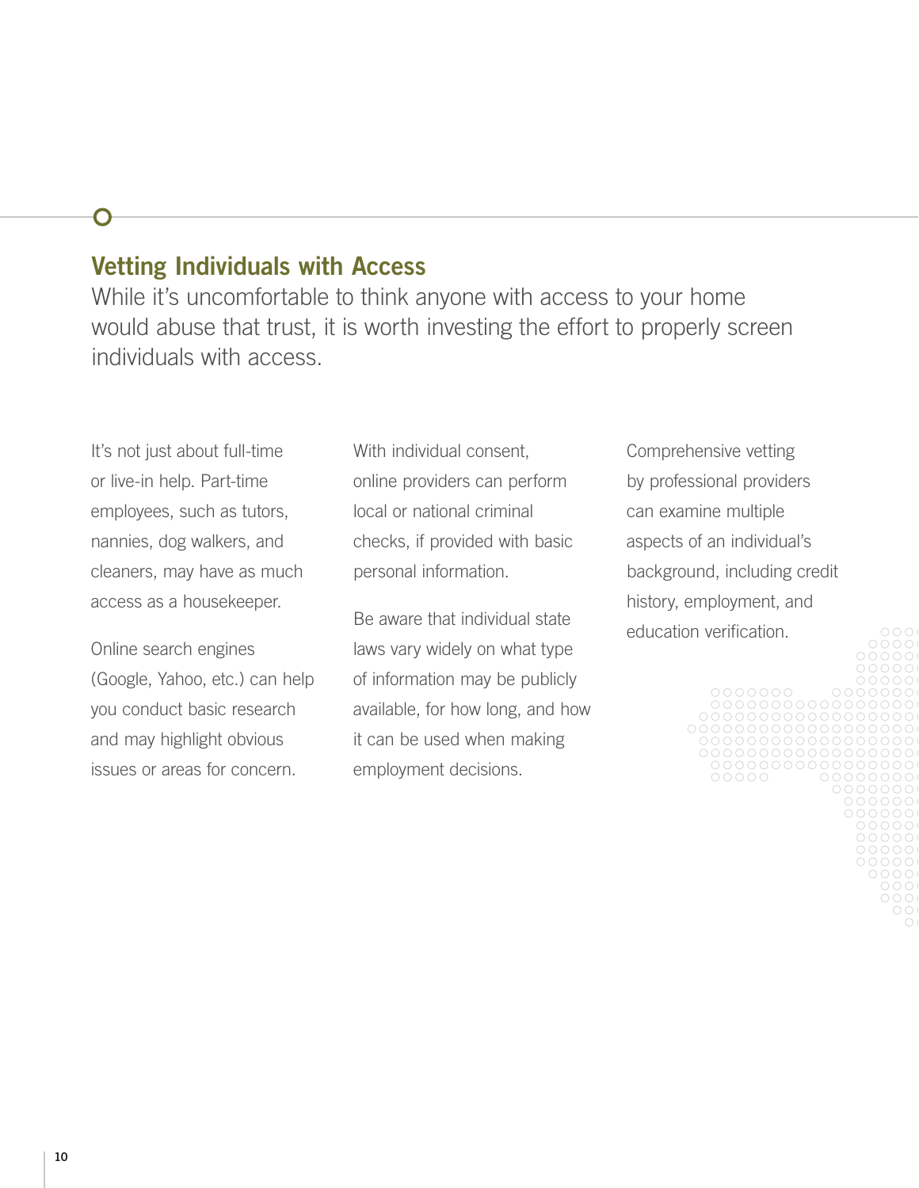## Vetting Individuals with Access

While it's uncomfortable to think anyone with access to your home would abuse that trust, it is worth investing the effort to properly screen individuals with access.

It's not just about full-time or live-in help. Part-time employees, such as tutors, nannies, dog walkers, and cleaners, may have as much access as a housekeeper.

Online search engines (Google, Yahoo, etc.) can help you conduct basic research and may highlight obvious issues or areas for concern.

With individual consent, online providers can perform local or national criminal checks, if provided with basic personal information.

Be aware that individual state laws vary widely on what type of information may be publicly available, for how long, and how it can be used when making employment decisions.

Comprehensive vetting by professional providers can examine multiple aspects of an individual's background, including credit history, employment, and education verification.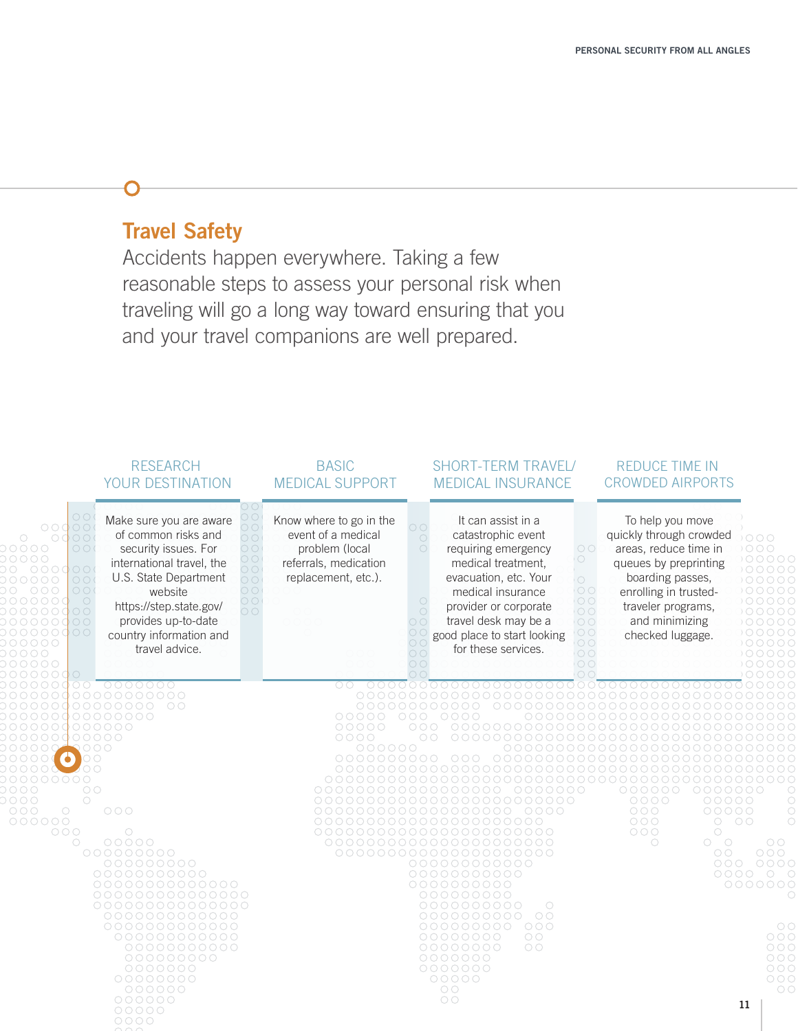## Travel Safety

Accidents happen everywhere. Taking a few reasonable steps to assess your personal risk when traveling will go a long way toward ensuring that you and your travel companions are well prepared.

### RESEARCH YOUR DESTINATION

Make sure you are aware of common risks and security issues. For international travel, the U.S. State Department website https://step.state.gov/ provides up-to-date country information and travel advice.

### BASIC MEDICAL SUPPORT

Know where to go in the event of a medical problem (local referrals, medication replacement, etc.).

### SHORT-TERM TRAVEL/ MEDICAL INSURANCE

It can assist in a catastrophic event requiring emergency medical treatment, evacuation, etc. Your medical insurance provider or corporate travel desk may be a good place to start looking for these services.

### REDUCE TIME IN CROWDED AIRPORTS

To help you move quickly through crowded areas, reduce time in queues by preprinting boarding passes, enrolling in trusted-traveler programs, and minimizing checked luggage.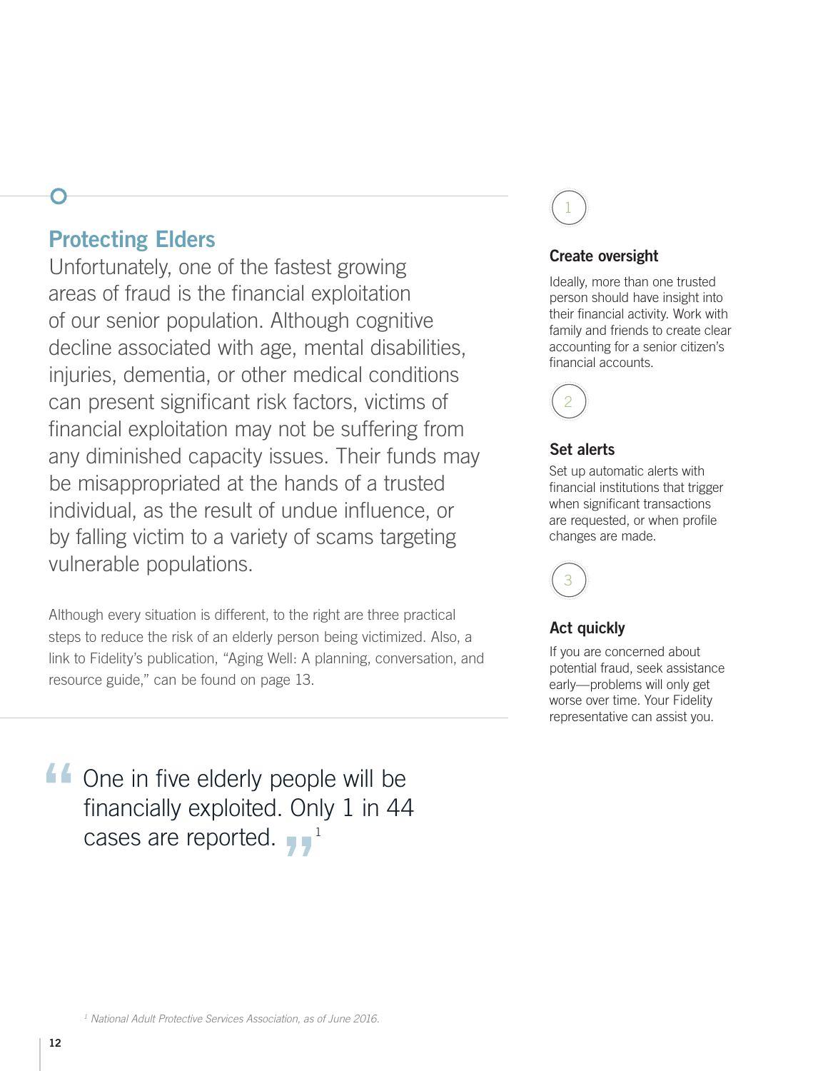## Protecting Elders

Unfortunately, one of the fastest growing areas of fraud is the financial exploitation of our senior population. Although cognitive decline associated with age, mental disabilities, injuries, dementia, or other medical conditions can present significant risk factors, victims of financial exploitation may not be suffering from any diminished capacity issues. Their funds may be misappropriated at the hands of a trusted individual, as the result of undue influence, or by falling victim to a variety of scams targeting vulnerable populations.

Although every situation is different, to the right are three practical steps to reduce the risk of an elderly person being victimized. Also, a link to Fidelity's publication, "Aging Well: A planning, conversation, and resource guide," can be found on page 13.

> One in five elderly people will be financially exploited. Only 1 in 44 cases are reported.[1]

1

### Create oversight

Ideally, more than one trusted person should have insight into their financial activity. Work with family and friends to create clear accounting for a senior citizen's financial accounts.

2

### Set alerts

Set up automatic alerts with financial institutions that trigger when significant transactions are requested, or when profile changes are made.

3

### Act quickly

If you are concerned about potential fraud, seek assistance early—problems will only get worse over time. Your Fidelity representative can assist you.

[1] *National Adult Protective Services Association, as of June 2016.*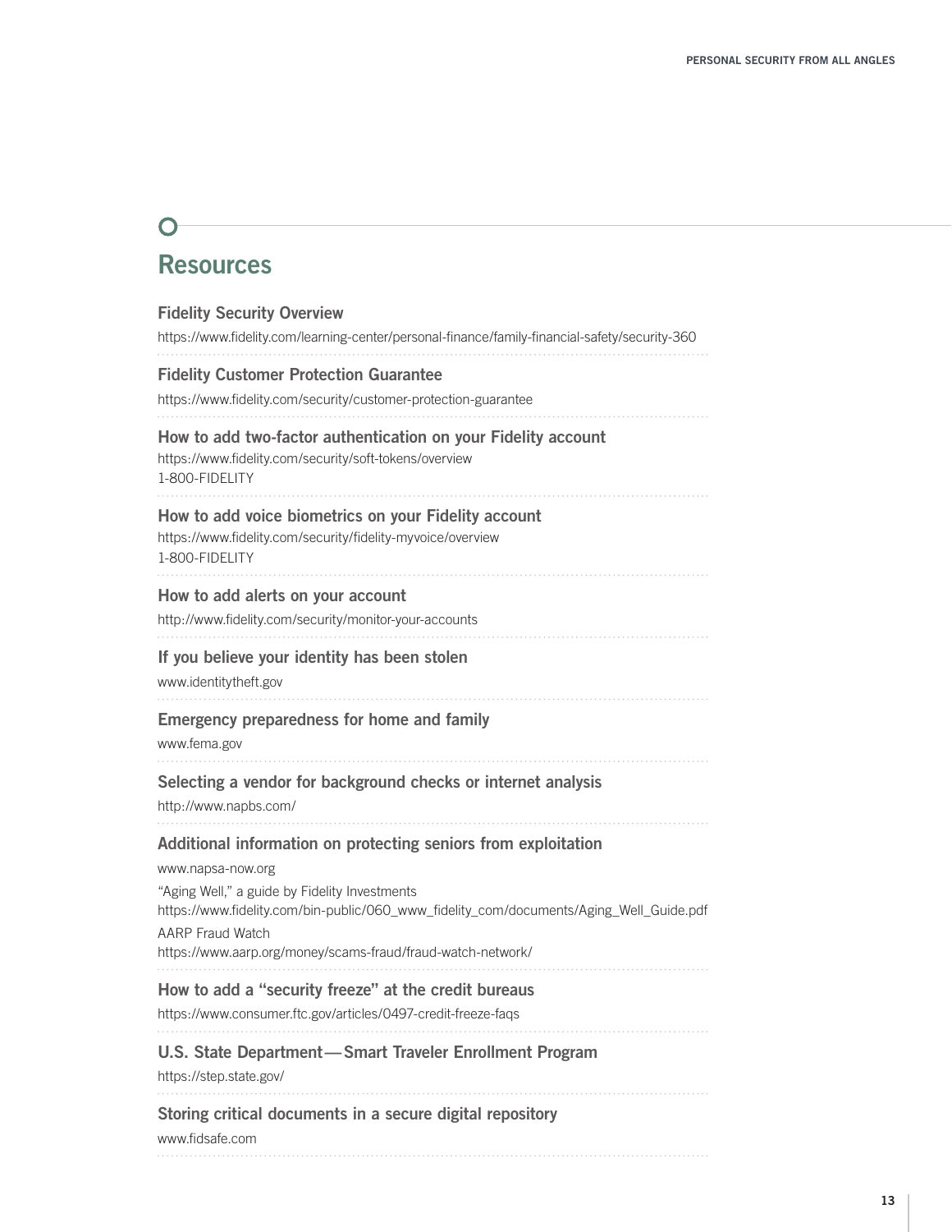# Resources

### Fidelity Security Overview

https://www.fidelity.com/learning-center/personal-finance/family-financial-safety/security-360

### Fidelity Customer Protection Guarantee

https://www.fidelity.com/security/customer-protection-guarantee

### How to add two-factor authentication on your Fidelity account

https://www.fidelity.com/security/soft-tokens/overview
1-800-FIDELITY

### How to add voice biometrics on your Fidelity account

https://www.fidelity.com/security/fidelity-myvoice/overview
1-800-FIDELITY

### How to add alerts on your account

http://www.fidelity.com/security/monitor-your-accounts

### If you believe your identity has been stolen

www.identitytheft.gov

### Emergency preparedness for home and family

www.fema.gov

### Selecting a vendor for background checks or internet analysis

http://www.napbs.com/

### Additional information on protecting seniors from exploitation

www.napsa-now.org

"Aging Well," a guide by Fidelity Investments
https://www.fidelity.com/bin-public/060_www_fidelity_com/documents/Aging_Well_Guide.pdf

AARP Fraud Watch
https://www.aarp.org/money/scams-fraud/fraud-watch-network/

### How to add a "security freeze" at the credit bureaus

https://www.consumer.ftc.gov/articles/0497-credit-freeze-faqs

### U.S. State Department — Smart Traveler Enrollment Program

https://step.state.gov/

### Storing critical documents in a secure digital repository

www.fidsafe.com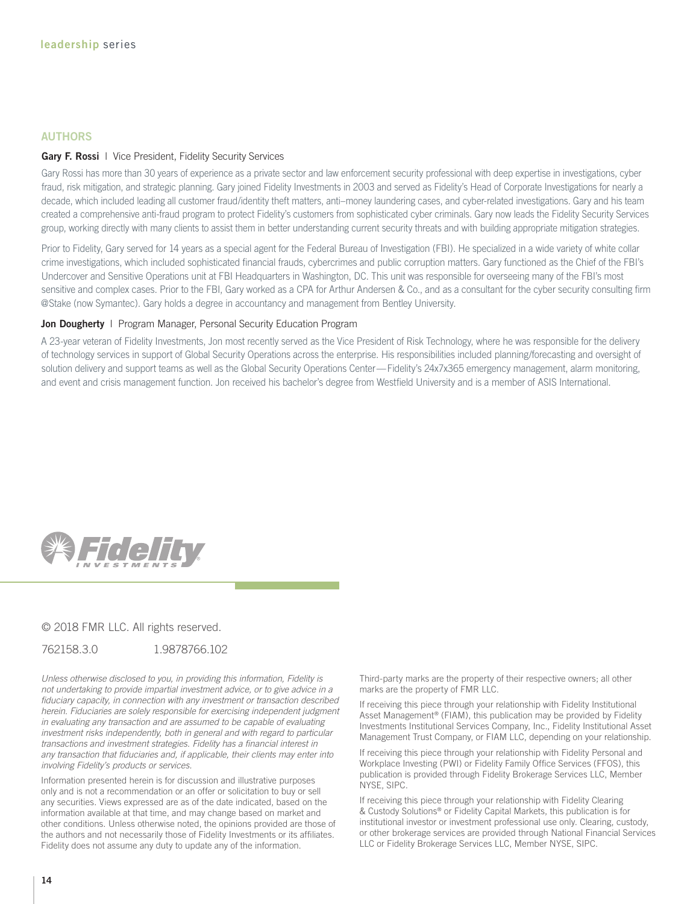## AUTHORS

**Gary F. Rossi** | Vice President, Fidelity Security Services

Gary Rossi has more than 30 years of experience as a private sector and law enforcement security professional with deep expertise in investigations, cyber fraud, risk mitigation, and strategic planning. Gary joined Fidelity Investments in 2003 and served as Fidelity's Head of Corporate Investigations for nearly a decade, which included leading all customer fraud/identity theft matters, anti–money laundering cases, and cyber-related investigations. Gary and his team created a comprehensive anti-fraud program to protect Fidelity's customers from sophisticated cyber criminals. Gary now leads the Fidelity Security Services group, working directly with many clients to assist them in better understanding current security threats and with building appropriate mitigation strategies.

Prior to Fidelity, Gary served for 14 years as a special agent for the Federal Bureau of Investigation (FBI). He specialized in a wide variety of white collar crime investigations, which included sophisticated financial frauds, cybercrimes and public corruption matters. Gary functioned as the Chief of the FBI's Undercover and Sensitive Operations unit at FBI Headquarters in Washington, DC. This unit was responsible for overseeing many of the FBI's most sensitive and complex cases. Prior to the FBI, Gary worked as a CPA for Arthur Andersen & Co., and as a consultant for the cyber security consulting firm @Stake (now Symantec). Gary holds a degree in accountancy and management from Bentley University.

**Jon Dougherty** | Program Manager, Personal Security Education Program

A 23-year veteran of Fidelity Investments, Jon most recently served as the Vice President of Risk Technology, where he was responsible for the delivery of technology services in support of Global Security Operations across the enterprise. His responsibilities included planning/forecasting and oversight of solution delivery and support teams as well as the Global Security Operations Center — Fidelity's 24x7x365 emergency management, alarm monitoring, and event and crisis management function. Jon received his bachelor's degree from Westfield University and is a member of ASIS International.

Fidelity INVESTMENTS

© 2018 FMR LLC. All rights reserved.

762158.3.0 1.9878766.102

*Unless otherwise disclosed to you, in providing this information, Fidelity is not undertaking to provide impartial investment advice, or to give advice in a fiduciary capacity, in connection with any investment or transaction described herein. Fiduciaries are solely responsible for exercising independent judgment in evaluating any transaction and are assumed to be capable of evaluating investment risks independently, both in general and with regard to particular transactions and investment strategies. Fidelity has a financial interest in any transaction that fiduciaries and, if applicable, their clients may enter into involving Fidelity's products or services.*

Information presented herein is for discussion and illustrative purposes only and is not a recommendation or an offer or solicitation to buy or sell any securities. Views expressed are as of the date indicated, based on the information available at that time, and may change based on market and other conditions. Unless otherwise noted, the opinions provided are those of the authors and not necessarily those of Fidelity Investments or its affiliates. Fidelity does not assume any duty to update any of the information.

Third-party marks are the property of their respective owners; all other marks are the property of FMR LLC.

If receiving this piece through your relationship with Fidelity Institutional Asset Management® (FIAM), this publication may be provided by Fidelity Investments Institutional Services Company, Inc., Fidelity Institutional Asset Management Trust Company, or FIAM LLC, depending on your relationship.

If receiving this piece through your relationship with Fidelity Personal and Workplace Investing (PWI) or Fidelity Family Office Services (FFOS), this publication is provided through Fidelity Brokerage Services LLC, Member NYSE, SIPC.

If receiving this piece through your relationship with Fidelity Clearing & Custody Solutions® or Fidelity Capital Markets, this publication is for institutional investor or investment professional use only. Clearing, custody, or other brokerage services are provided through National Financial Services LLC or Fidelity Brokerage Services LLC, Member NYSE, SIPC.